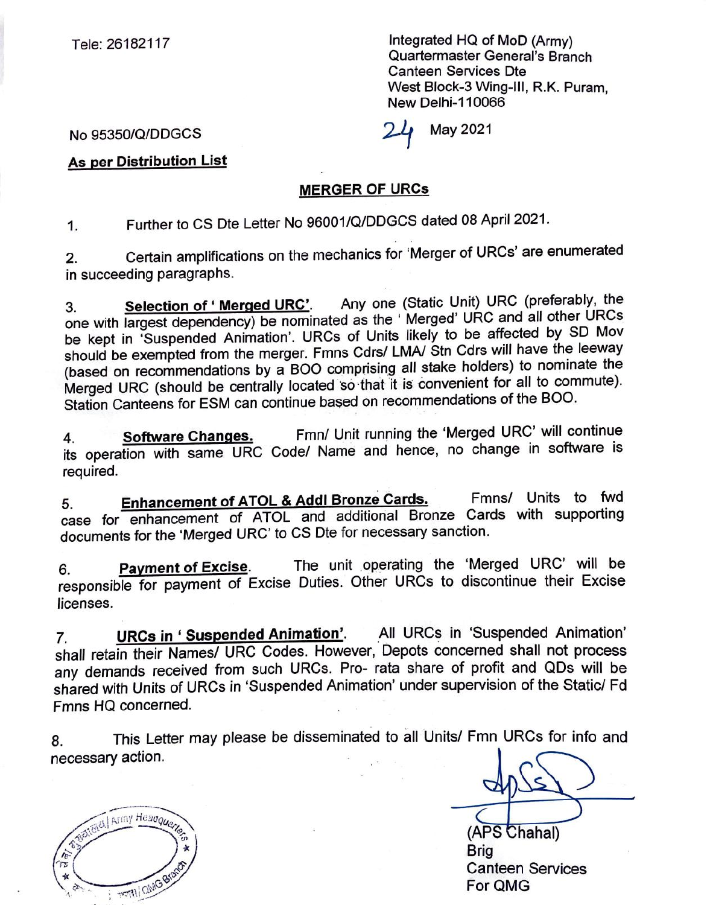Tele: 26182117

Integrated HQ of MoD (Army)
Quartermaster General's Branch
Canteen Services Dte
West Block-3 Wing-III, R.K. Puram,
New Delhi-110066

No 95350/Q/DDGCS

24 May 2021

**As per Distribution List**

**MERGER OF URCs**

1. Further to CS Dte Letter No 96001/Q/DDGCS dated 08 April 2021.

2. Certain amplifications on the mechanics for 'Merger of URCs' are enumerated in succeeding paragraphs.

3. **Selection of ' Merged URC'**. Any one (Static Unit) URC (preferably, the one with largest dependency) be nominated as the ' Merged' URC and all other URCs be kept in 'Suspended Animation'. URCs of Units likely to be affected by SD Mov should be exempted from the merger. Fmns Cdrs/ LMA/ Stn Cdrs will have the leeway (based on recommendations by a BOO comprising all stake holders) to nominate the Merged URC (should be centrally located so that it is convenient for all to commute). Station Canteens for ESM can continue based on recommendations of the BOO.

4. **Software Changes.** Fmn/ Unit running the 'Merged URC' will continue its operation with same URC Code/ Name and hence, no change in software is required.

5. **Enhancement of ATOL & Addl Bronze Cards.** Fmns/ Units to fwd case for enhancement of ATOL and additional Bronze Cards with supporting documents for the 'Merged URC' to CS Dte for necessary sanction.

6. **Payment of Excise**. The unit operating the 'Merged URC' will be responsible for payment of Excise Duties. Other URCs to discontinue their Excise licenses.

7. **URCs in ' Suspended Animation'**. All URCs in 'Suspended Animation' shall retain their Names/ URC Codes. However, Depots concerned shall not process any demands received from such URCs. Pro- rata share of profit and QDs will be shared with Units of URCs in 'Suspended Animation' under supervision of the Static/ Fd Fmns HQ concerned.

8. This Letter may please be disseminated to all Units/ Fmn URCs for info and necessary action.

(APS Chahal)
Brig
Canteen Services
For QMG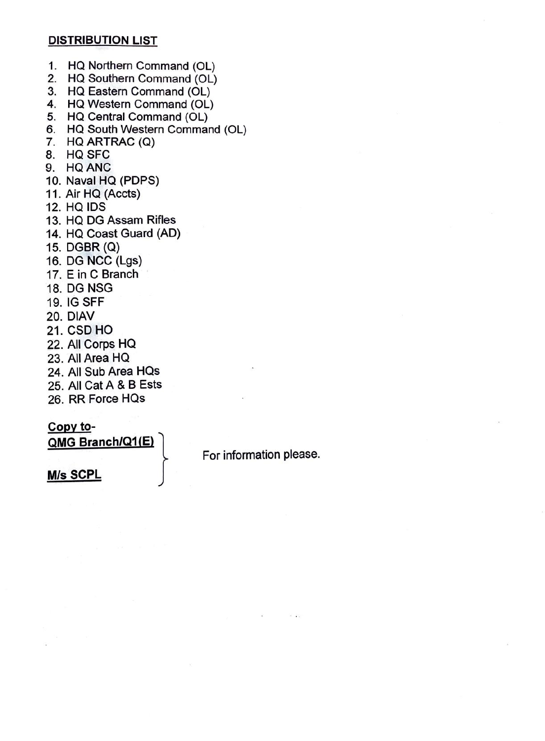**DISTRIBUTION LIST**

1. HQ Northern Command (OL)
2. HQ Southern Command (OL)
3. HQ Eastern Command (OL)
4. HQ Western Command (OL)
5. HQ Central Command (OL)
6. HQ South Western Command (OL)
7. HQ ARTRAC (Q)
8. HQ SFC
9. HQ ANC
10. Naval HQ (PDPS)
11. Air HQ (Accts)
12. HQ IDS
13. HQ DG Assam Rifles
14. HQ Coast Guard (AD)
15. DGBR (Q)
16. DG NCC (Lgs)
17. E in C Branch
18. DG NSG
19. IG SFF
20. DIAV
21. CSD HO
22. All Corps HQ
23. All Area HQ
24. All Sub Area HQs
25. All Cat A & B Ests
26. RR Force HQs

**Copy to-**

**QMG Branch/Q1(E)**

**M/s SCPL**

For information please.